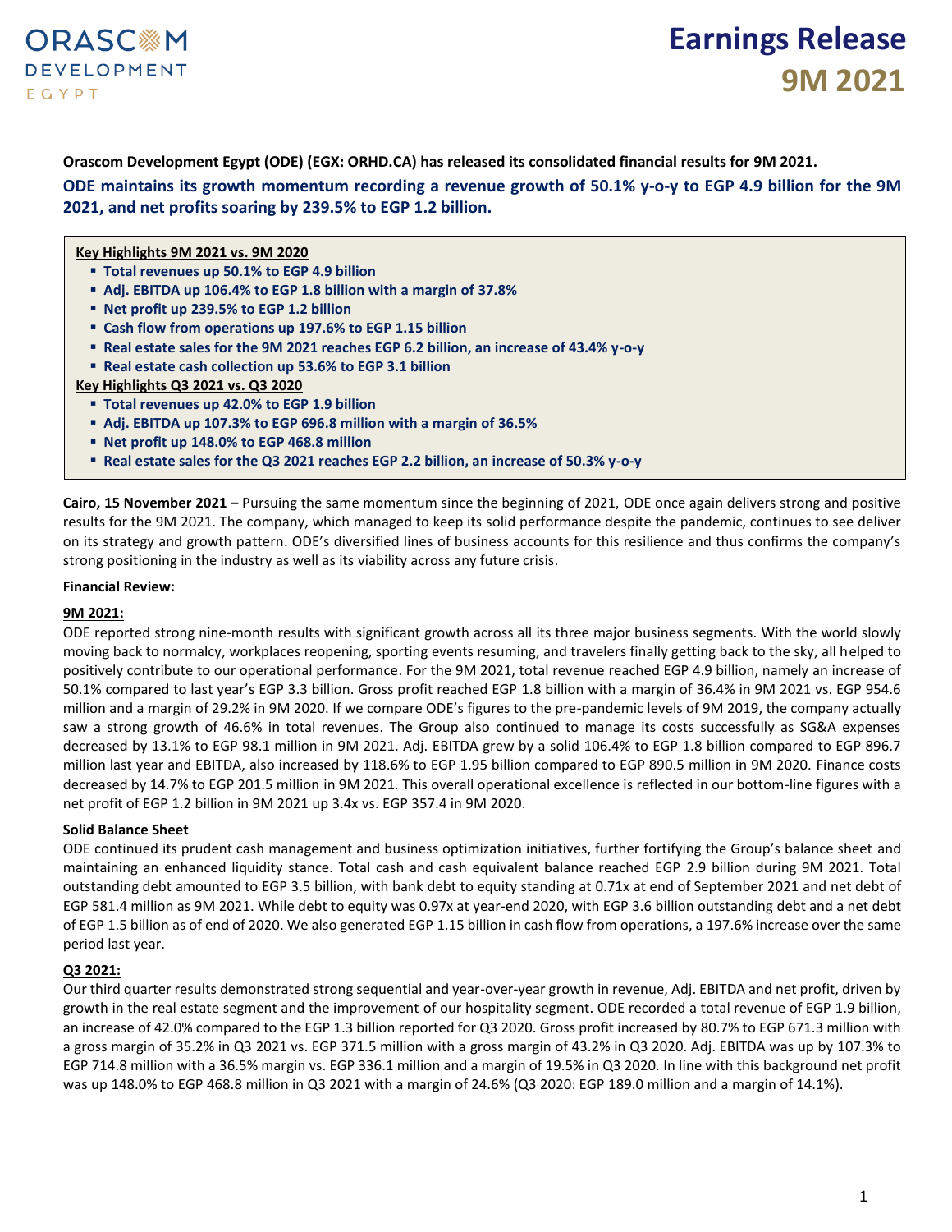# Earnings Release 9M 2021

**Orascom Development Egypt (ODE) (EGX: ORHD.CA) has released its consolidated financial results for 9M 2021.**

**ODE maintains its growth momentum recording a revenue growth of 50.1% y-o-y to EGP 4.9 billion for the 9M 2021, and net profits soaring by 239.5% to EGP 1.2 billion.**

**Key Highlights 9M 2021 vs. 9M 2020**

- **Total revenues up 50.1% to EGP 4.9 billion**
- **Adj. EBITDA up 106.4% to EGP 1.8 billion with a margin of 37.8%**
- **Net profit up 239.5% to EGP 1.2 billion**
- **Cash flow from operations up 197.6% to EGP 1.15 billion**
- **Real estate sales for the 9M 2021 reaches EGP 6.2 billion, an increase of 43.4% y-o-y**
- **Real estate cash collection up 53.6% to EGP 3.1 billion**

**Key Highlights Q3 2021 vs. Q3 2020**

- **Total revenues up 42.0% to EGP 1.9 billion**
- **Adj. EBITDA up 107.3% to EGP 696.8 million with a margin of 36.5%**
- **Net profit up 148.0% to EGP 468.8 million**
- **Real estate sales for the Q3 2021 reaches EGP 2.2 billion, an increase of 50.3% y-o-y**

**Cairo, 15 November 2021 –** Pursuing the same momentum since the beginning of 2021, ODE once again delivers strong and positive results for the 9M 2021. The company, which managed to keep its solid performance despite the pandemic, continues to see deliver on its strategy and growth pattern. ODE's diversified lines of business accounts for this resilience and thus confirms the company's strong positioning in the industry as well as its viability across any future crisis.

**Financial Review:**

**9M 2021:**

ODE reported strong nine-month results with significant growth across all its three major business segments. With the world slowly moving back to normalcy, workplaces reopening, sporting events resuming, and travelers finally getting back to the sky, all helped to positively contribute to our operational performance. For the 9M 2021, total revenue reached EGP 4.9 billion, namely an increase of 50.1% compared to last year's EGP 3.3 billion. Gross profit reached EGP 1.8 billion with a margin of 36.4% in 9M 2021 vs. EGP 954.6 million and a margin of 29.2% in 9M 2020. If we compare ODE's figures to the pre-pandemic levels of 9M 2019, the company actually saw a strong growth of 46.6% in total revenues. The Group also continued to manage its costs successfully as SG&A expenses decreased by 13.1% to EGP 98.1 million in 9M 2021. Adj. EBITDA grew by a solid 106.4% to EGP 1.8 billion compared to EGP 896.7 million last year and EBITDA, also increased by 118.6% to EGP 1.95 billion compared to EGP 890.5 million in 9M 2020. Finance costs decreased by 14.7% to EGP 201.5 million in 9M 2021. This overall operational excellence is reflected in our bottom-line figures with a net profit of EGP 1.2 billion in 9M 2021 up 3.4x vs. EGP 357.4 in 9M 2020.

**Solid Balance Sheet**

ODE continued its prudent cash management and business optimization initiatives, further fortifying the Group's balance sheet and maintaining an enhanced liquidity stance. Total cash and cash equivalent balance reached EGP 2.9 billion during 9M 2021. Total outstanding debt amounted to EGP 3.5 billion, with bank debt to equity standing at 0.71x at end of September 2021 and net debt of EGP 581.4 million as 9M 2021. While debt to equity was 0.97x at year-end 2020, with EGP 3.6 billion outstanding debt and a net debt of EGP 1.5 billion as of end of 2020. We also generated EGP 1.15 billion in cash flow from operations, a 197.6% increase over the same period last year.

**Q3 2021:**

Our third quarter results demonstrated strong sequential and year-over-year growth in revenue, Adj. EBITDA and net profit, driven by growth in the real estate segment and the improvement of our hospitality segment. ODE recorded a total revenue of EGP 1.9 billion, an increase of 42.0% compared to the EGP 1.3 billion reported for Q3 2020. Gross profit increased by 80.7% to EGP 671.3 million with a gross margin of 35.2% in Q3 2021 vs. EGP 371.5 million with a gross margin of 43.2% in Q3 2020. Adj. EBITDA was up by 107.3% to EGP 714.8 million with a 36.5% margin vs. EGP 336.1 million and a margin of 19.5% in Q3 2020. In line with this background net profit was up 148.0% to EGP 468.8 million in Q3 2021 with a margin of 24.6% (Q3 2020: EGP 189.0 million and a margin of 14.1%).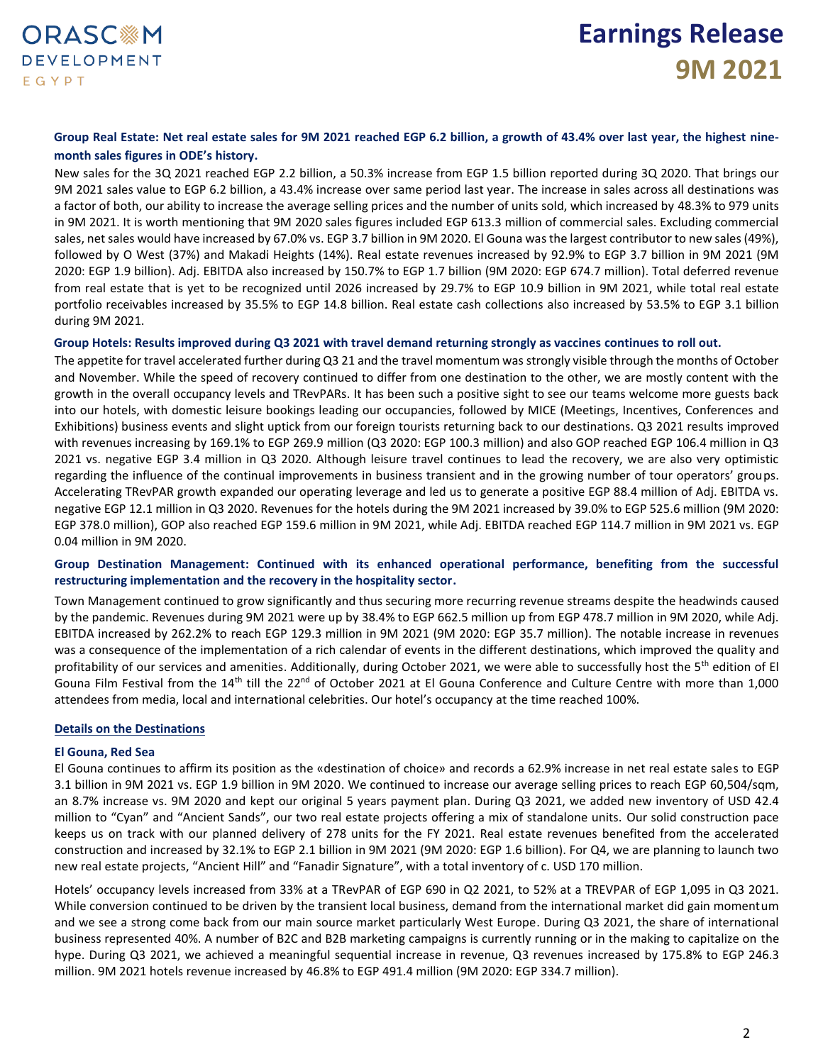**Group Real Estate: Net real estate sales for 9M 2021 reached EGP 6.2 billion, a growth of 43.4% over last year, the highest nine-month sales figures in ODE's history.**

New sales for the 3Q 2021 reached EGP 2.2 billion, a 50.3% increase from EGP 1.5 billion reported during 3Q 2020. That brings our 9M 2021 sales value to EGP 6.2 billion, a 43.4% increase over same period last year. The increase in sales across all destinations was a factor of both, our ability to increase the average selling prices and the number of units sold, which increased by 48.3% to 979 units in 9M 2021. It is worth mentioning that 9M 2020 sales figures included EGP 613.3 million of commercial sales. Excluding commercial sales, net sales would have increased by 67.0% vs. EGP 3.7 billion in 9M 2020. El Gouna was the largest contributor to new sales (49%), followed by O West (37%) and Makadi Heights (14%). Real estate revenues increased by 92.9% to EGP 3.7 billion in 9M 2021 (9M 2020: EGP 1.9 billion). Adj. EBITDA also increased by 150.7% to EGP 1.7 billion (9M 2020: EGP 674.7 million). Total deferred revenue from real estate that is yet to be recognized until 2026 increased by 29.7% to EGP 10.9 billion in 9M 2021, while total real estate portfolio receivables increased by 35.5% to EGP 14.8 billion. Real estate cash collections also increased by 53.5% to EGP 3.1 billion during 9M 2021.

**Group Hotels: Results improved during Q3 2021 with travel demand returning strongly as vaccines continues to roll out.**

The appetite for travel accelerated further during Q3 21 and the travel momentum was strongly visible through the months of October and November. While the speed of recovery continued to differ from one destination to the other, we are mostly content with the growth in the overall occupancy levels and TRevPARs. It has been such a positive sight to see our teams welcome more guests back into our hotels, with domestic leisure bookings leading our occupancies, followed by MICE (Meetings, Incentives, Conferences and Exhibitions) business events and slight uptick from our foreign tourists returning back to our destinations. Q3 2021 results improved with revenues increasing by 169.1% to EGP 269.9 million (Q3 2020: EGP 100.3 million) and also GOP reached EGP 106.4 million in Q3 2021 vs. negative EGP 3.4 million in Q3 2020. Although leisure travel continues to lead the recovery, we are also very optimistic regarding the influence of the continual improvements in business transient and in the growing number of tour operators' groups. Accelerating TRevPAR growth expanded our operating leverage and led us to generate a positive EGP 88.4 million of Adj. EBITDA vs. negative EGP 12.1 million in Q3 2020. Revenues for the hotels during the 9M 2021 increased by 39.0% to EGP 525.6 million (9M 2020: EGP 378.0 million), GOP also reached EGP 159.6 million in 9M 2021, while Adj. EBITDA reached EGP 114.7 million in 9M 2021 vs. EGP 0.04 million in 9M 2020.

**Group Destination Management: Continued with its enhanced operational performance, benefiting from the successful restructuring implementation and the recovery in the hospitality sector.**

Town Management continued to grow significantly and thus securing more recurring revenue streams despite the headwinds caused by the pandemic. Revenues during 9M 2021 were up by 38.4% to EGP 662.5 million up from EGP 478.7 million in 9M 2020, while Adj. EBITDA increased by 262.2% to reach EGP 129.3 million in 9M 2021 (9M 2020: EGP 35.7 million). The notable increase in revenues was a consequence of the implementation of a rich calendar of events in the different destinations, which improved the quality and profitability of our services and amenities. Additionally, during October 2021, we were able to successfully host the 5th edition of El Gouna Film Festival from the 14th till the 22nd of October 2021 at El Gouna Conference and Culture Centre with more than 1,000 attendees from media, local and international celebrities. Our hotel's occupancy at the time reached 100%.

## Details on the Destinations

### El Gouna, Red Sea

El Gouna continues to affirm its position as the «destination of choice» and records a 62.9% increase in net real estate sales to EGP 3.1 billion in 9M 2021 vs. EGP 1.9 billion in 9M 2020. We continued to increase our average selling prices to reach EGP 60,504/sqm, an 8.7% increase vs. 9M 2020 and kept our original 5 years payment plan. During Q3 2021, we added new inventory of USD 42.4 million to "Cyan" and "Ancient Sands", our two real estate projects offering a mix of standalone units. Our solid construction pace keeps us on track with our planned delivery of 278 units for the FY 2021. Real estate revenues benefited from the accelerated construction and increased by 32.1% to EGP 2.1 billion in 9M 2021 (9M 2020: EGP 1.6 billion). For Q4, we are planning to launch two new real estate projects, "Ancient Hill" and "Fanadir Signature", with a total inventory of c. USD 170 million.

Hotels' occupancy levels increased from 33% at a TRevPAR of EGP 690 in Q2 2021, to 52% at a TREVPAR of EGP 1,095 in Q3 2021. While conversion continued to be driven by the transient local business, demand from the international market did gain momentum and we see a strong come back from our main source market particularly West Europe. During Q3 2021, the share of international business represented 40%. A number of B2C and B2B marketing campaigns is currently running or in the making to capitalize on the hype. During Q3 2021, we achieved a meaningful sequential increase in revenue, Q3 revenues increased by 175.8% to EGP 246.3 million. 9M 2021 hotels revenue increased by 46.8% to EGP 491.4 million (9M 2020: EGP 334.7 million).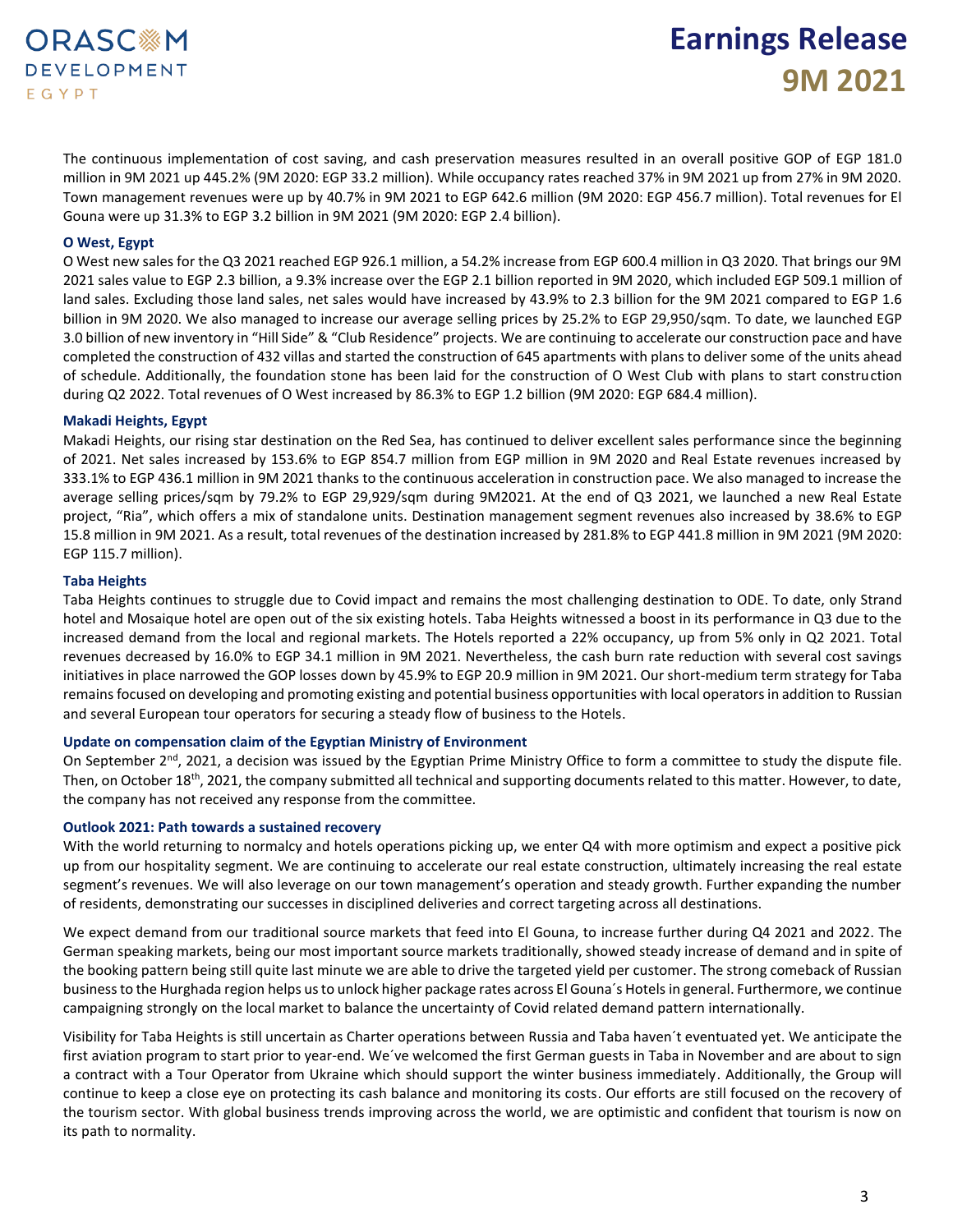The continuous implementation of cost saving, and cash preservation measures resulted in an overall positive GOP of EGP 181.0 million in 9M 2021 up 445.2% (9M 2020: EGP 33.2 million). While occupancy rates reached 37% in 9M 2021 up from 27% in 9M 2020. Town management revenues were up by 40.7% in 9M 2021 to EGP 642.6 million (9M 2020: EGP 456.7 million). Total revenues for El Gouna were up 31.3% to EGP 3.2 billion in 9M 2021 (9M 2020: EGP 2.4 billion).

**O West, Egypt**

O West new sales for the Q3 2021 reached EGP 926.1 million, a 54.2% increase from EGP 600.4 million in Q3 2020. That brings our 9M 2021 sales value to EGP 2.3 billion, a 9.3% increase over the EGP 2.1 billion reported in 9M 2020, which included EGP 509.1 million of land sales. Excluding those land sales, net sales would have increased by 43.9% to 2.3 billion for the 9M 2021 compared to EGP 1.6 billion in 9M 2020. We also managed to increase our average selling prices by 25.2% to EGP 29,950/sqm. To date, we launched EGP 3.0 billion of new inventory in "Hill Side" & "Club Residence" projects. We are continuing to accelerate our construction pace and have completed the construction of 432 villas and started the construction of 645 apartments with plans to deliver some of the units ahead of schedule. Additionally, the foundation stone has been laid for the construction of O West Club with plans to start construction during Q2 2022. Total revenues of O West increased by 86.3% to EGP 1.2 billion (9M 2020: EGP 684.4 million).

**Makadi Heights, Egypt**

Makadi Heights, our rising star destination on the Red Sea, has continued to deliver excellent sales performance since the beginning of 2021. Net sales increased by 153.6% to EGP 854.7 million from EGP million in 9M 2020 and Real Estate revenues increased by 333.1% to EGP 436.1 million in 9M 2021 thanks to the continuous acceleration in construction pace. We also managed to increase the average selling prices/sqm by 79.2% to EGP 29,929/sqm during 9M2021. At the end of Q3 2021, we launched a new Real Estate project, "Ria", which offers a mix of standalone units. Destination management segment revenues also increased by 38.6% to EGP 15.8 million in 9M 2021. As a result, total revenues of the destination increased by 281.8% to EGP 441.8 million in 9M 2021 (9M 2020: EGP 115.7 million).

**Taba Heights**

Taba Heights continues to struggle due to Covid impact and remains the most challenging destination to ODE. To date, only Strand hotel and Mosaique hotel are open out of the six existing hotels. Taba Heights witnessed a boost in its performance in Q3 due to the increased demand from the local and regional markets. The Hotels reported a 22% occupancy, up from 5% only in Q2 2021. Total revenues decreased by 16.0% to EGP 34.1 million in 9M 2021. Nevertheless, the cash burn rate reduction with several cost savings initiatives in place narrowed the GOP losses down by 45.9% to EGP 20.9 million in 9M 2021. Our short-medium term strategy for Taba remains focused on developing and promoting existing and potential business opportunities with local operators in addition to Russian and several European tour operators for securing a steady flow of business to the Hotels.

**Update on compensation claim of the Egyptian Ministry of Environment**

On September 2nd, 2021, a decision was issued by the Egyptian Prime Ministry Office to form a committee to study the dispute file. Then, on October 18th, 2021, the company submitted all technical and supporting documents related to this matter. However, to date, the company has not received any response from the committee.

**Outlook 2021: Path towards a sustained recovery**

With the world returning to normalcy and hotels operations picking up, we enter Q4 with more optimism and expect a positive pick up from our hospitality segment. We are continuing to accelerate our real estate construction, ultimately increasing the real estate segment's revenues. We will also leverage on our town management's operation and steady growth. Further expanding the number of residents, demonstrating our successes in disciplined deliveries and correct targeting across all destinations.

We expect demand from our traditional source markets that feed into El Gouna, to increase further during Q4 2021 and 2022. The German speaking markets, being our most important source markets traditionally, showed steady increase of demand and in spite of the booking pattern being still quite last minute we are able to drive the targeted yield per customer. The strong comeback of Russian business to the Hurghada region helps us to unlock higher package rates across El Gouna´s Hotels in general. Furthermore, we continue campaigning strongly on the local market to balance the uncertainty of Covid related demand pattern internationally.

Visibility for Taba Heights is still uncertain as Charter operations between Russia and Taba haven´t eventuated yet. We anticipate the first aviation program to start prior to year-end. We´ve welcomed the first German guests in Taba in November and are about to sign a contract with a Tour Operator from Ukraine which should support the winter business immediately. Additionally, the Group will continue to keep a close eye on protecting its cash balance and monitoring its costs. Our efforts are still focused on the recovery of the tourism sector. With global business trends improving across the world, we are optimistic and confident that tourism is now on its path to normality.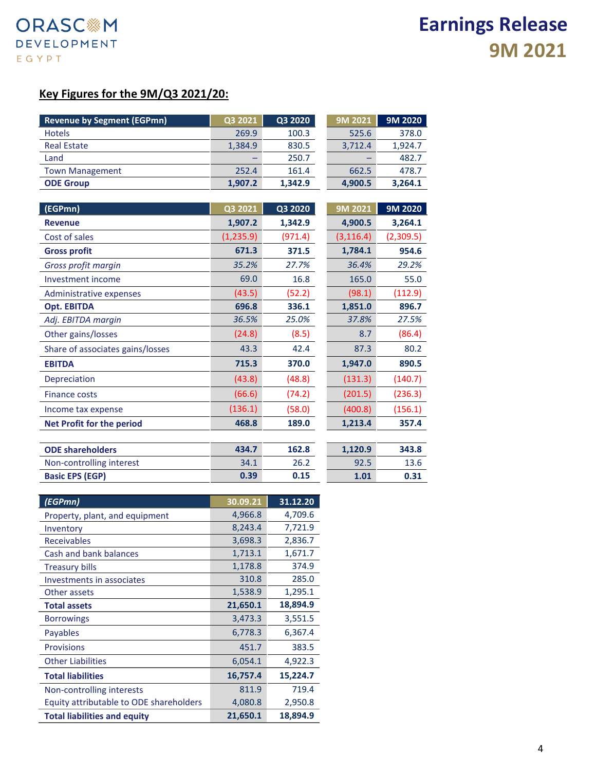## Key Figures for the 9M/Q3 2021/20:

| Revenue by Segment (EGPmn) | Q3 2021 | Q3 2020 | 9M 2021 | 9M 2020 |
|---|---|---|---|---|
| Hotels | 269.9 | 100.3 | 525.6 | 378.0 |
| Real Estate | 1,384.9 | 830.5 | 3,712.4 | 1,924.7 |
| Land | – | 250.7 | – | 482.7 |
| Town Management | 252.4 | 161.4 | 662.5 | 478.7 |
| **ODE Group** | **1,907.2** | **1,342.9** | **4,900.5** | **3,264.1** |

| (EGPmn) | Q3 2021 | Q3 2020 | 9M 2021 | 9M 2020 |
|---|---|---|---|---|
| **Revenue** | **1,907.2** | **1,342.9** | **4,900.5** | **3,264.1** |
| Cost of sales | (1,235.9) | (971.4) | (3,116.4) | (2,309.5) |
| **Gross profit** | **671.3** | **371.5** | **1,784.1** | **954.6** |
| *Gross profit margin* | *35.2%* | *27.7%* | *36.4%* | *29.2%* |
| Investment income | 69.0 | 16.8 | 165.0 | 55.0 |
| Administrative expenses | (43.5) | (52.2) | (98.1) | (112.9) |
| **Opt. EBITDA** | **696.8** | **336.1** | **1,851.0** | **896.7** |
| *Adj. EBITDA margin* | *36.5%* | *25.0%* | *37.8%* | *27.5%* |
| Other gains/losses | (24.8) | (8.5) | 8.7 | (86.4) |
| Share of associates gains/losses | 43.3 | 42.4 | 87.3 | 80.2 |
| **EBITDA** | **715.3** | **370.0** | **1,947.0** | **890.5** |
| Depreciation | (43.8) | (48.8) | (131.3) | (140.7) |
| Finance costs | (66.6) | (74.2) | (201.5) | (236.3) |
| Income tax expense | (136.1) | (58.0) | (400.8) | (156.1) |
| **Net Profit for the period** | **468.8** | **189.0** | **1,213.4** | **357.4** |
| | | | | |
| **ODE shareholders** | **434.7** | **162.8** | **1,120.9** | **343.8** |
| Non-controlling interest | 34.1 | 26.2 | 92.5 | 13.6 |
| **Basic EPS (EGP)** | **0.39** | **0.15** | **1.01** | **0.31** |

| *(EGPmn)* | 30.09.21 | 31.12.20 |
|---|---|---|
| Property, plant, and equipment | 4,966.8 | 4,709.6 |
| Inventory | 8,243.4 | 7,721.9 |
| Receivables | 3,698.3 | 2,836.7 |
| Cash and bank balances | 1,713.1 | 1,671.7 |
| Treasury bills | 1,178.8 | 374.9 |
| Investments in associates | 310.8 | 285.0 |
| Other assets | 1,538.9 | 1,295.1 |
| **Total assets** | **21,650.1** | **18,894.9** |
| Borrowings | 3,473.3 | 3,551.5 |
| Payables | 6,778.3 | 6,367.4 |
| Provisions | 451.7 | 383.5 |
| Other Liabilities | 6,054.1 | 4,922.3 |
| **Total liabilities** | **16,757.4** | **15,224.7** |
| Non-controlling interests | 811.9 | 719.4 |
| Equity attributable to ODE shareholders | 4,080.8 | 2,950.8 |
| **Total liabilities and equity** | **21,650.1** | **18,894.9** |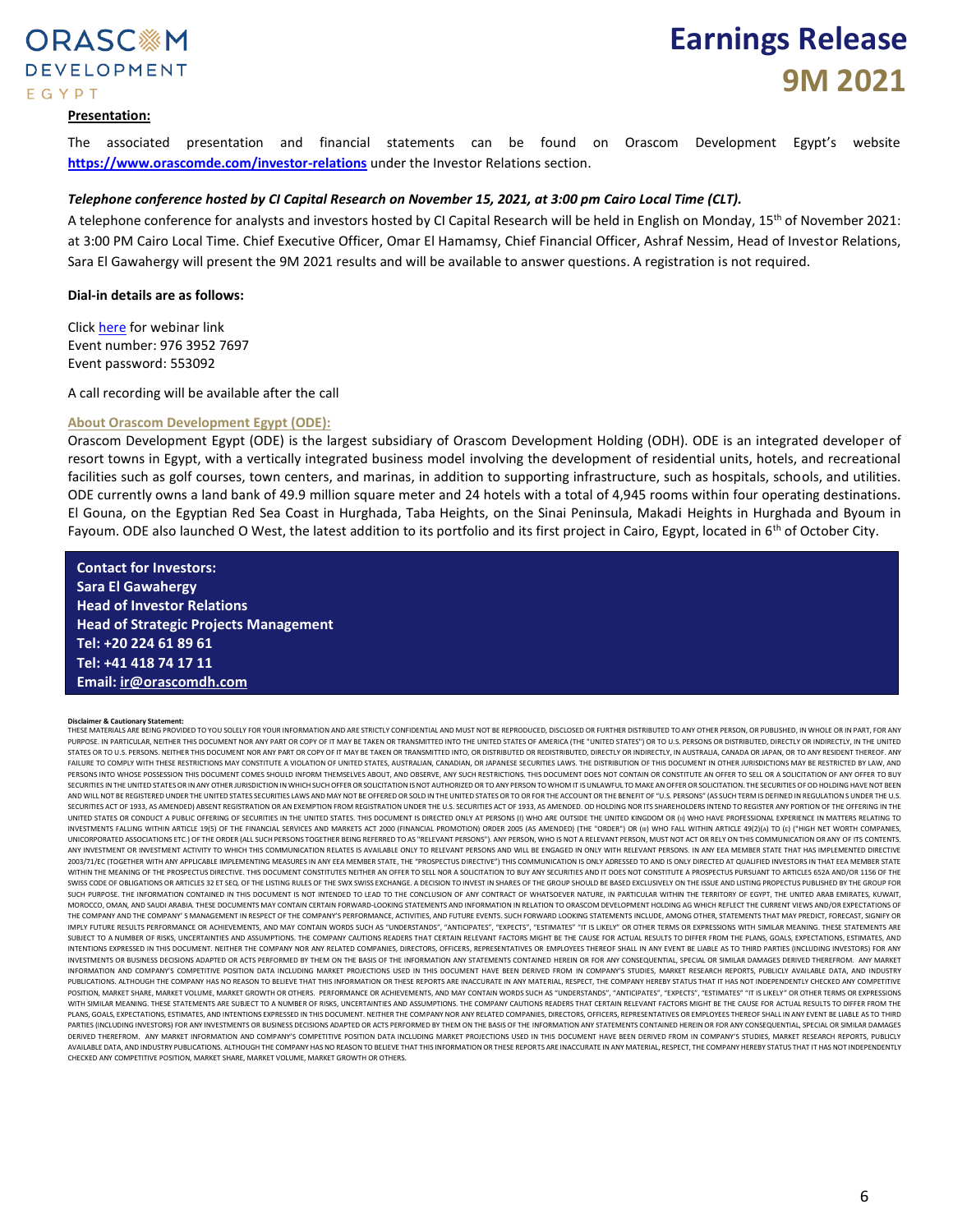**Presentation:**

The associated presentation and financial statements can be found on Orascom Development Egypt's website **https://www.orascomde.com/investor-relations** under the Investor Relations section.

***Telephone conference hosted by CI Capital Research on November 15, 2021, at 3:00 pm Cairo Local Time (CLT).***

A telephone conference for analysts and investors hosted by CI Capital Research will be held in English on Monday, 15th of November 2021: at 3:00 PM Cairo Local Time. Chief Executive Officer, Omar El Hamamsy, Chief Financial Officer, Ashraf Nessim, Head of Investor Relations, Sara El Gawahergy will present the 9M 2021 results and will be available to answer questions. A registration is not required.

**Dial-in details are as follows:**

Click here for webinar link
Event number: 976 3952 7697
Event password: 553092

A call recording will be available after the call

**About Orascom Development Egypt (ODE):**

Orascom Development Egypt (ODE) is the largest subsidiary of Orascom Development Holding (ODH). ODE is an integrated developer of resort towns in Egypt, with a vertically integrated business model involving the development of residential units, hotels, and recreational facilities such as golf courses, town centers, and marinas, in addition to supporting infrastructure, such as hospitals, schools, and utilities. ODE currently owns a land bank of 49.9 million square meter and 24 hotels with a total of 4,945 rooms within four operating destinations. El Gouna, on the Egyptian Red Sea Coast in Hurghada, Taba Heights, on the Sinai Peninsula, Makadi Heights in Hurghada and Byoum in Fayoum. ODE also launched O West, the latest addition to its portfolio and its first project in Cairo, Egypt, located in 6th of October City.

**Contact for Investors:**
**Sara El Gawahergy**
**Head of Investor Relations**
**Head of Strategic Projects Management**
**Tel: +20 224 61 89 61**
**Tel: +41 418 74 17 11**
**Email: ir@orascomdh.com**

**Disclaimer & Cautionary Statement:**

THESE MATERIALS ARE BEING PROVIDED TO YOU SOLELY FOR YOUR INFORMATION AND ARE STRICTLY CONFIDENTIAL AND MUST NOT BE REPRODUCED, DISCLOSED OR FURTHER DISTRIBUTED TO ANY OTHER PERSON, OR PUBLISHED, IN WHOLE OR IN PART, FOR ANY PURPOSE. IN PARTICULAR, NEITHER THIS DOCUMENT NOR ANY PART OR COPY OF IT MAY BE TAKEN OR TRANSMITTED INTO THE UNITED STATES OF AMERICA (THE "UNITED STATES") OR TO U.S. PERSONS OR DISTRIBUTED, DIRECTLY OR INDIRECTLY, IN THE UNITED STATES OR TO U.S. PERSONS. NEITHER THIS DOCUMENT NOR ANY PART OR COPY OF IT MAY BE TAKEN OR TRANSMITTED INTO, OR DISTRIBUTED OR REDISTRIBUTED, DIRECTLY OR INDIRECTLY, IN AUSTRALIA, CANADA OR JAPAN, OR TO ANY RESIDENT THEREOF. ANY FAILURE TO COMPLY WITH THESE RESTRICTIONS MAY CONSTITUTE A VIOLATION OF UNITED STATES, AUSTRALIAN, CANADIAN, OR JAPANESE SECURITIES LAWS. THE DISTRIBUTION OF THIS DOCUMENT IN OTHER JURISDICTIONS MAY BE RESTRICTED BY LAW, AND PERSONS INTO WHOSE POSSESSION THIS DOCUMENT COMES SHOULD INFORM THEMSELVES ABOUT, AND OBSERVE, ANY SUCH RESTRICTIONS. THIS DOCUMENT DOES NOT CONTAIN OR CONSTITUTE AN OFFER TO SELL OR A SOLICITATION OF ANY OFFER TO BUY SECURITIES IN THE UNITED STATES OR IN ANY OTHER JURISDICTION IN WHICH SUCH OFFER OR SOLICITATION IS NOT AUTHORIZED OR TO ANY PERSON TO WHOM IT IS UNLAWFUL TO MAKE AN OFFER OR SOLICITATION. THE SECURITIES OF OD HOLDING HAVE NOT BEEN AND WILL NOT BE REGISTERED UNDER THE UNITED STATES SECURITIES LAWS AND MAY NOT BE OFFERED OR SOLD IN THE UNITED STATES OR TO OR FOR THE ACCOUNT OR THE BENEFIT OF "U.S. PERSONS" (AS SUCH TERM IS DEFINED IN REGULATION S UNDER THE U.S. SECURITIES ACT OF 1933, AS AMENDED) ABSENT REGISTRATION OR AN EXEMPTION FROM REGISTRATION UNDER THE U.S. SECURITIES ACT OF 1933, AS AMENDED. OD HOLDING NOR ITS SHAREHOLDERS INTEND TO REGISTER ANY PORTION OF THE OFFERING IN THE UNITED STATES OR CONDUCT A PUBLIC OFFERING OF SECURITIES IN THE UNITED STATES. THIS DOCUMENT IS DIRECTED ONLY AT PERSONS (I) WHO ARE OUTSIDE THE UNITED KINGDOM OR (II) WHO HAVE PROFESSIONAL EXPERIENCE IN MATTERS RELATING TO INVESTMENTS FALLING WITHIN ARTICLE 19(5) OF THE FINANCIAL SERVICES AND MARKETS ACT 2000 (FINANCIAL PROMOTION) ORDER 2005 (AS AMENDED) (THE "ORDER") OR (III) WHO FALL WITHIN ARTICLE 49(2)(A) TO (E) ("HIGH NET WORTH COMPANIES, UNICORPORATED ASSOCIATIONS ETC.) OF THE ORDER (ALL SUCH PERSONS TOGETHER BEING REFERRED TO AS "RELEVANT PERSONS"). ANY PERSON, WHO IS NOT A RELEVANT PERSON, MUST NOT ACT OR RELY ON THIS COMMUNICATION OR ANY OF ITS CONTENTS. ANY INVESTMENT OR INVESTMENT ACTIVITY TO WHICH THIS COMMUNICATION RELATES IS AVAILABLE ONLY TO RELEVANT PERSONS AND WILL BE ENGAGED IN ONLY WITH RELEVANT PERSONS. IN ANY EEA MEMBER STATE THAT HAS IMPLEMENTED DIRECTIVE 2003/71/EC (TOGETHER WITH ANY APPLICABLE IMPLEMENTING MEASURES IN ANY EEA MEMBER STATE, THE "PROSPECTUS DIRECTIVE") THIS COMMUNICATION IS ONLY ADRESSED TO AND IS ONLY DIRECTED AT QUALIFIED INVESTORS IN THAT EEA MEMBER STATE WITHIN THE MEANING OF THE PROSPECTUS DIRECTIVE. THIS DOCUMENT CONSTITUTES NEITHER AN OFFER TO SELL NOR A SOLICITATION TO BUY ANY SECURITIES AND IT DOES NOT CONSTITUTE A PROSPECTUS PURSUANT TO ARTICLES 652A AND/OR 1156 OF THE SWISS CODE OF OBLIGATIONS OR ARTICLES 32 ET SEQ. OF THE LISTING RULES OF THE SWX SWISS EXCHANGE. A DECISION TO INVEST IN SHARES OF THE GROUP SHOULD BE BASED EXCLUSIVELY ON THE ISSUE AND LISTING PROPECTUS PUBLISHED BY THE GROUP FOR SUCH PURPOSE. THE INFORMATION CONTAINED IN THIS DOCUMENT IS NOT INTENDED TO LEAD TO THE CONCLUSION OF ANY CONTRACT OF WHATSOEVER NATURE, IN PARTICULAR WITHIN THE TERRITORY OF EGYPT, THE UNITED ARAB EMIRATES, KUWAIT, MOROCCO, OMAN, AND SAUDI ARABIA. THESE DOCUMENTS MAY CONTAIN CERTAIN FORWARD-LOOKING STATEMENTS AND INFORMATION IN RELATION TO ORASCOM DEVELOPMENT HOLDING AG WHICH REFLECT THE CURRENT VIEWS AND/OR EXPECTATIONS OF THE COMPANY AND THE COMPANY' S MANAGEMENT IN RESPECT OF THE COMPANY'S PERFORMANCE, ACTIVITIES, AND FUTURE EVENTS. SUCH FORWARD LOOKING STATEMENTS INCLUDE, AMONG OTHER, STATEMENTS THAT MAY PREDICT, FORECAST, SIGNIFY OR IMPLY FUTURE RESULTS PERFORMANCE OR ACHIEVEMENTS, AND MAY CONTAIN WORDS SUCH AS "UNDERSTANDS", "ANTICIPATES", "EXPECTS", "ESTIMATES" "IT IS LIKELY" OR OTHER TERMS OR EXPRESSIONS WITH SIMILAR MEANING. THESE STATEMENTS ARE SUBJECT TO A NUMBER OF RISKS, UNCERTAINTIES AND ASSUMPTIONS. THE COMPANY CAUTIONS READERS THAT CERTAIN RELEVANT FACTORS MIGHT BE THE CAUSE FOR ACTUAL RESULTS TO DIFFER FROM THE PLANS, GOALS, EXPECTATIONS, ESTIMATES, AND INTENTIONS EXPRESSED IN THIS DOCUMENT. NEITHER THE COMPANY NOR ANY RELATED COMPANIES, DIRECTORS, OFFICERS, REPRESENTATIVES OR EMPLOYEES THEREOF SHALL IN ANY EVENT BE LIABLE AS TO THIRD PARTIES (INCLUDING INVESTORS) FOR ANY INVESTMENTS OR BUSINESS DECISIONS ADAPTED OR ACTS PERFORMED BY THEM ON THE BASIS OF THE INFORMATION ANY STATEMENTS CONTAINED HEREIN OR FOR ANY CONSEQUENTIAL, SPECIAL OR SIMILAR DAMAGES DERIVED THEREFROM. ANY MARKET INFORMATION AND COMPANY'S COMPETITIVE POSITION DATA INCLUDING MARKET PROJECTIONS USED IN THIS DOCUMENT HAVE BEEN DERIVED FROM IN COMPANY'S STUDIES, MARKET RESEARCH REPORTS, PUBLICLY AVAILABLE DATA, AND INDUSTRY PUBLICATIONS. ALTHOUGH THE COMPANY HAS NO REASON TO BELIEVE THAT THIS INFORMATION OR THESE REPORTS ARE INACCURATE IN ANY MATERIAL, RESPECT, THE COMPANY HEREBY STATUS THAT IT HAS NOT INDEPENDENTLY CHECKED ANY COMPETITIVE POSITION, MARKET SHARE, MARKET VOLUME, MARKET GROWTH OR OTHERS. PERFORMANCE OR ACHIEVEMENTS, AND MAY CONTAIN WORDS SUCH AS "UNDERSTANDS", "ANTICIPATES", "EXPECTS", "ESTIMATES" "IT IS LIKELY" OR OTHER TERMS OR EXPRESSIONS WITH SIMILAR MEANING. THESE STATEMENTS ARE SUBJECT TO A NUMBER OF RISKS, UNCERTAINTIES AND ASSUMPTIONS. THE COMPANY CAUTIONS READERS THAT CERTAIN RELEVANT FACTORS MIGHT BE THE CAUSE FOR ACTUAL RESULTS TO DIFFER FROM THE PLANS, GOALS, EXPECTATIONS, ESTIMATES, AND INTENTIONS EXPRESSED IN THIS DOCUMENT. NEITHER THE COMPANY NOR ANY RELATED COMPANIES, DIRECTORS, OFFICERS, REPRESENTATIVES OR EMPLOYEES THEREOF SHALL IN ANY EVENT BE LIABLE AS TO THIRD PARTIES (INCLUDING INVESTORS) FOR ANY INVESTMENTS OR BUSINESS DECISIONS ADAPTED OR ACTS PERFORMED BY THEM ON THE BASIS OF THE INFORMATION ANY STATEMENTS CONTAINED HEREIN OR FOR ANY CONSEQUENTIAL, SPECIAL OR SIMILAR DAMAGES DERIVED THEREFROM. ANY MARKET INFORMATION AND COMPANY'S COMPETITIVE POSITION DATA INCLUDING MARKET PROJECTIONS USED IN THIS DOCUMENT HAVE BEEN DERIVED FROM IN COMPANY'S STUDIES, MARKET RESEARCH REPORTS, PUBLICLY AVAILABLE DATA, AND INDUSTRY PUBLICATIONS. ALTHOUGH THE COMPANY HAS NO REASON TO BELIEVE THAT THIS INFORMATION OR THESE REPORTS ARE INACCURATE IN ANY MATERIAL, RESPECT, THE COMPANY HEREBY STATUS THAT IT HAS NOT INDEPENDENTLY CHECKED ANY COMPETITIVE POSITION, MARKET SHARE, MARKET VOLUME, MARKET GROWTH OR OTHERS.